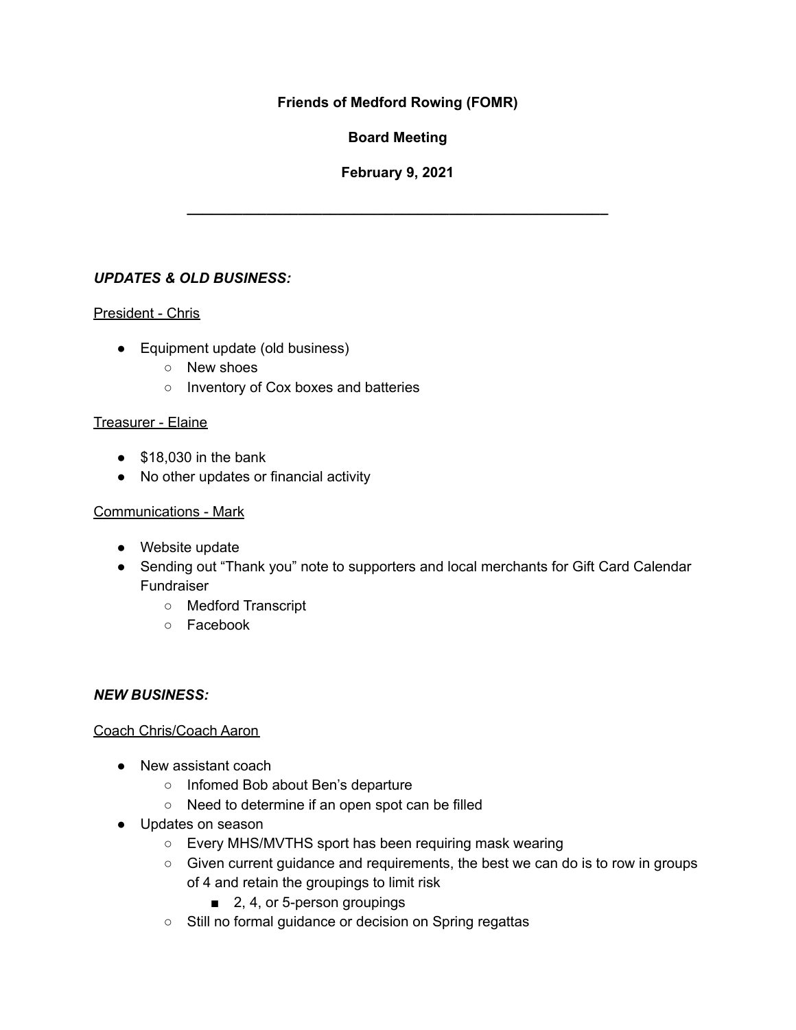**Friends of Medford Rowing (FOMR)**

**Board Meeting**

**February 9, 2021**

---

***UPDATES & OLD BUSINESS:***

<u>President - Chris</u>

- Equipment update (old business)
  - New shoes
  - Inventory of Cox boxes and batteries

<u>Treasurer - Elaine</u>

- $18,030 in the bank
- No other updates or financial activity

<u>Communications - Mark</u>

- Website update
- Sending out "Thank you" note to supporters and local merchants for Gift Card Calendar Fundraiser
  - Medford Transcript
  - Facebook

***NEW BUSINESS:***

<u>Coach Chris/Coach Aaron</u>

- New assistant coach
  - Infomed Bob about Ben's departure
  - Need to determine if an open spot can be filled
- Updates on season
  - Every MHS/MVTHS sport has been requiring mask wearing
  - Given current guidance and requirements, the best we can do is to row in groups of 4 and retain the groupings to limit risk
    - 2, 4, or 5-person groupings
  - Still no formal guidance or decision on Spring regattas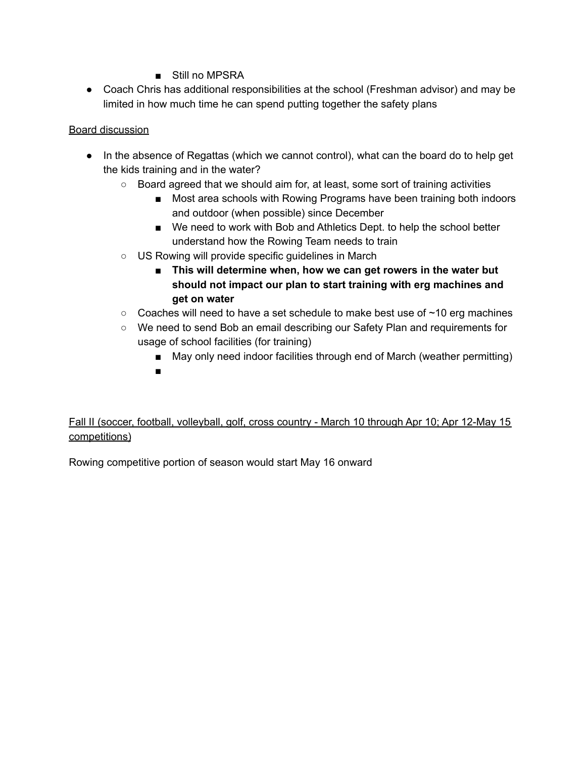- Still no MPSRA
- Coach Chris has additional responsibilities at the school (Freshman advisor) and may be limited in how much time he can spend putting together the safety plans

<u>Board discussion</u>

- In the absence of Regattas (which we cannot control), what can the board do to help get the kids training and in the water?
    - Board agreed that we should aim for, at least, some sort of training activities
        - Most area schools with Rowing Programs have been training both indoors and outdoor (when possible) since December
        - We need to work with Bob and Athletics Dept. to help the school better understand how the Rowing Team needs to train
    - US Rowing will provide specific guidelines in March
        - **This will determine when, how we can get rowers in the water but should not impact our plan to start training with erg machines and get on water**
    - Coaches will need to have a set schedule to make best use of ~10 erg machines
    - We need to send Bob an email describing our Safety Plan and requirements for usage of school facilities (for training)
        - May only need indoor facilities through end of March (weather permitting)
        -

<u>Fall II (soccer, football, volleyball, golf, cross country - March 10 through Apr 10; Apr 12-May 15 competitions)</u>

Rowing competitive portion of season would start May 16 onward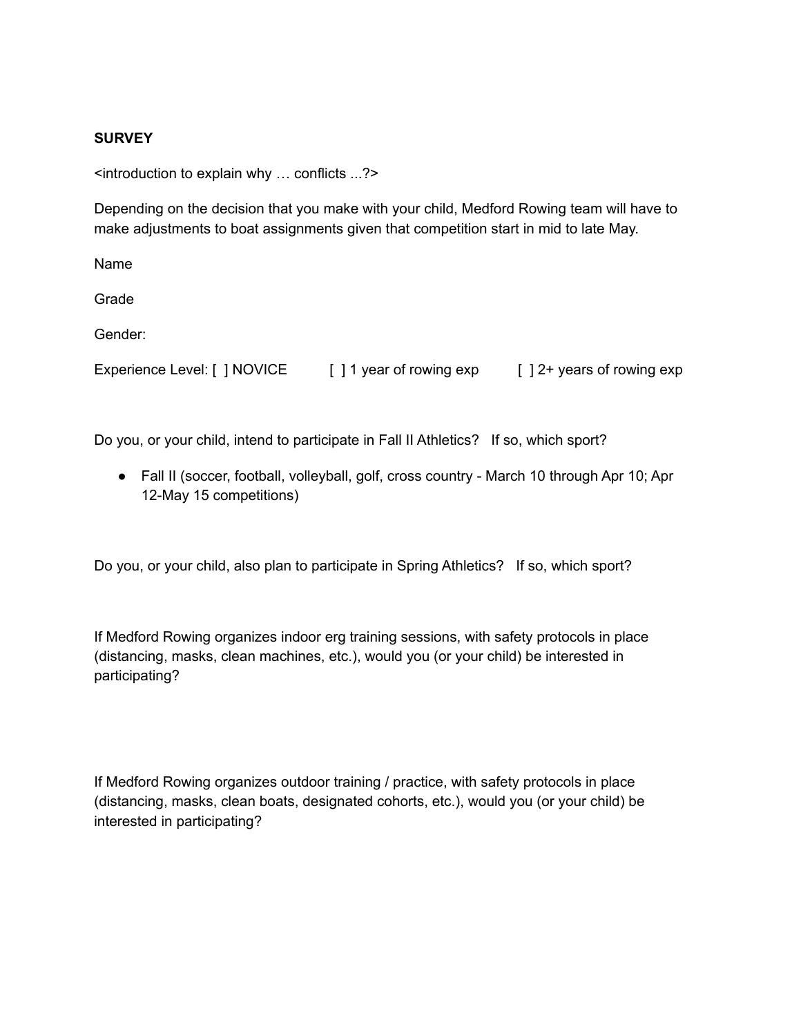**SURVEY**

<introduction to explain why … conflicts ...?>

Depending on the decision that you make with your child, Medford Rowing team will have to make adjustments to boat assignments given that competition start in mid to late May.

Name

Grade

Gender:

Experience Level: [ ] NOVICE [ ] 1 year of rowing exp [ ] 2+ years of rowing exp

Do you, or your child, intend to participate in Fall II Athletics? If so, which sport?

- Fall II (soccer, football, volleyball, golf, cross country - March 10 through Apr 10; Apr 12-May 15 competitions)

Do you, or your child, also plan to participate in Spring Athletics? If so, which sport?

If Medford Rowing organizes indoor erg training sessions, with safety protocols in place (distancing, masks, clean machines, etc.), would you (or your child) be interested in participating?

If Medford Rowing organizes outdoor training / practice, with safety protocols in place (distancing, masks, clean boats, designated cohorts, etc.), would you (or your child) be interested in participating?